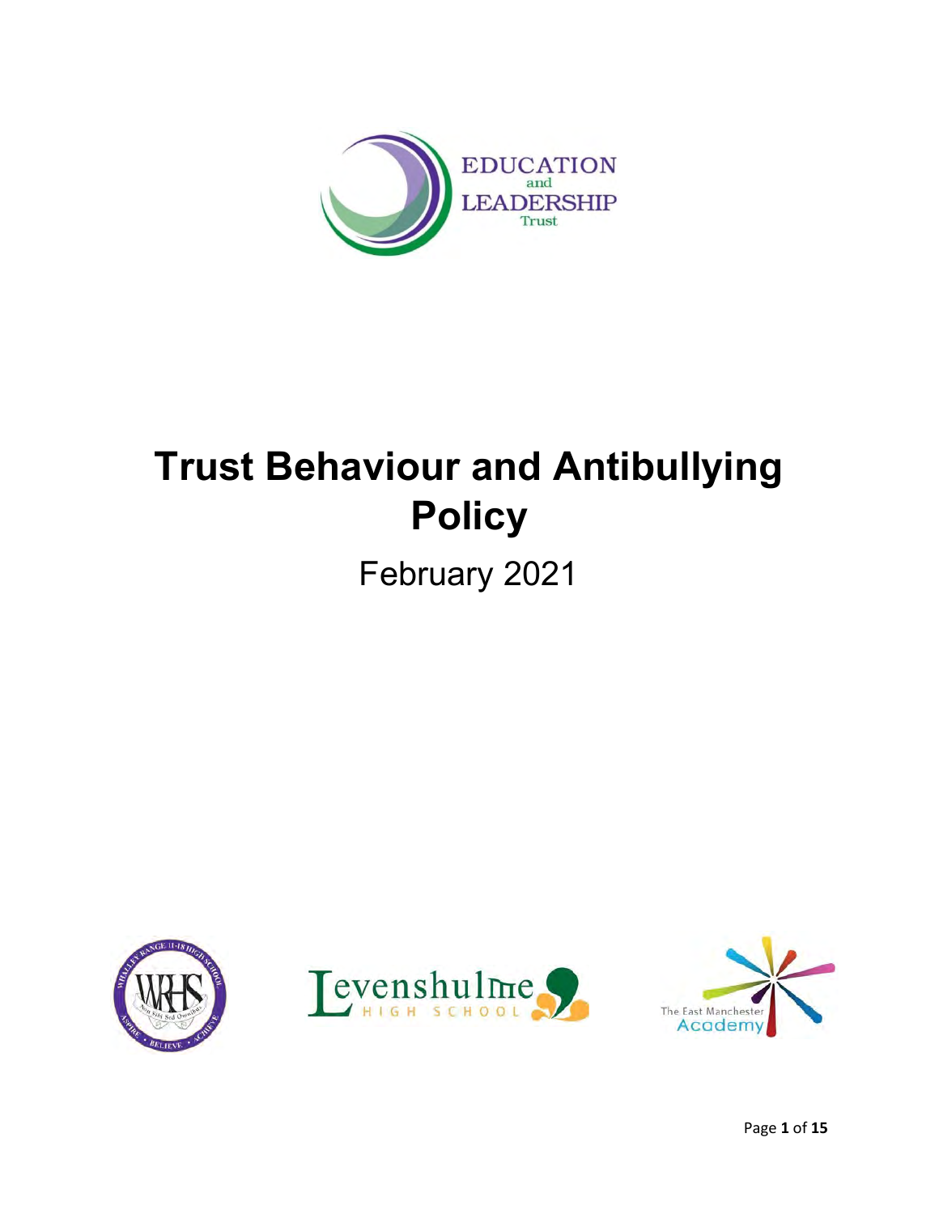EDUCATION and LEADERSHIP Trust

# Trust Behaviour and Antibullying Policy

February 2021

Levenshulme HIGH SCHOOL

The East Manchester Academy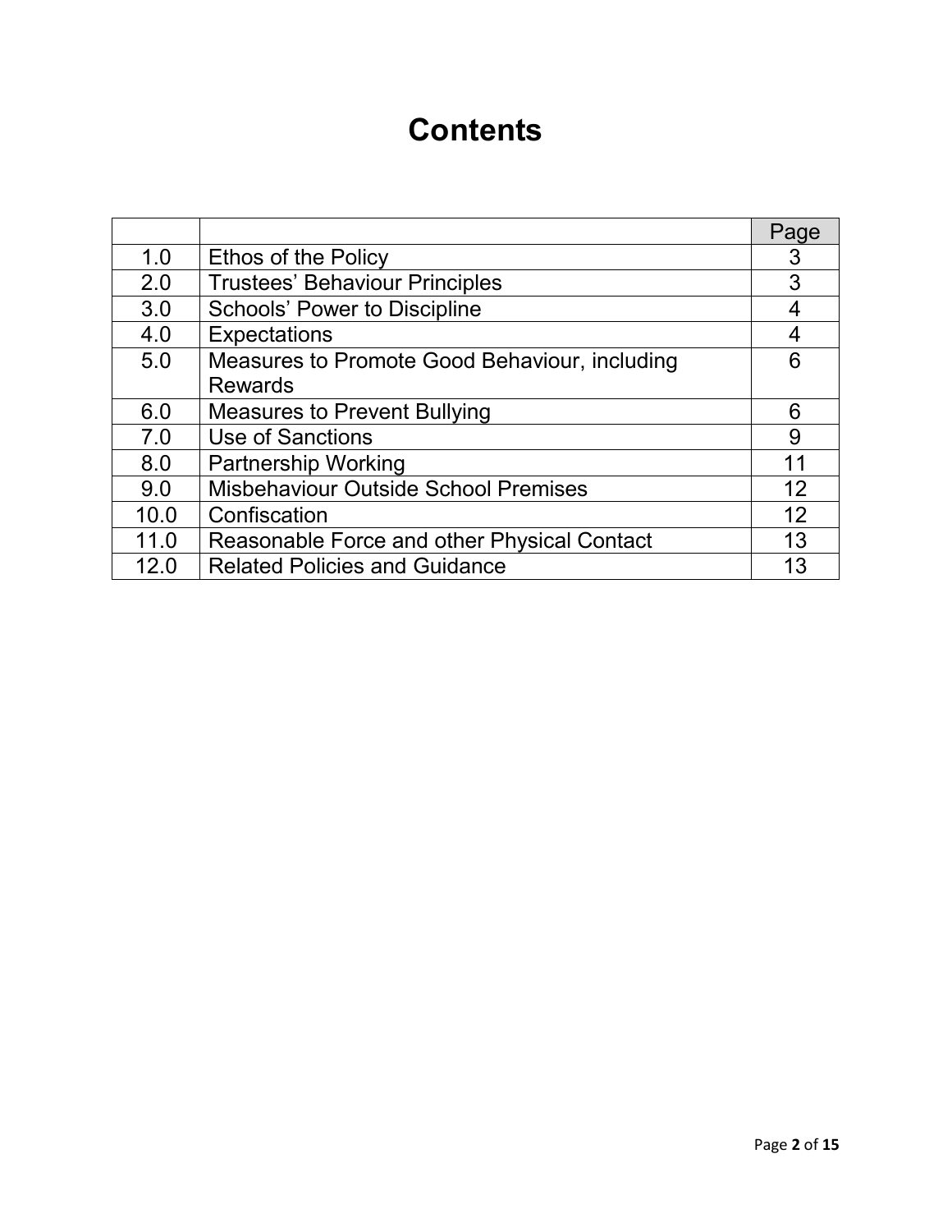# Contents

| | | Page |
|---|---|---|
| 1.0 | Ethos of the Policy | 3 |
| 2.0 | Trustees' Behaviour Principles | 3 |
| 3.0 | Schools' Power to Discipline | 4 |
| 4.0 | Expectations | 4 |
| 5.0 | Measures to Promote Good Behaviour, including Rewards | 6 |
| 6.0 | Measures to Prevent Bullying | 6 |
| 7.0 | Use of Sanctions | 9 |
| 8.0 | Partnership Working | 11 |
| 9.0 | Misbehaviour Outside School Premises | 12 |
| 10.0 | Confiscation | 12 |
| 11.0 | Reasonable Force and other Physical Contact | 13 |
| 12.0 | Related Policies and Guidance | 13 |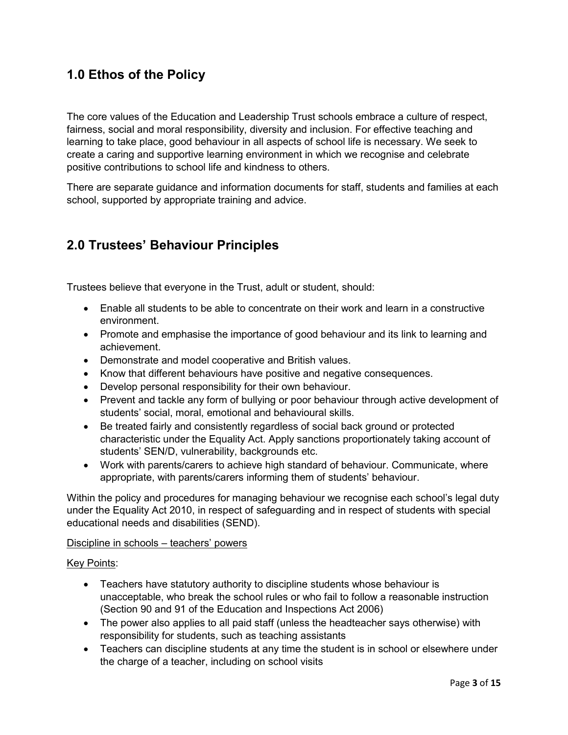## 1.0 Ethos of the Policy

The core values of the Education and Leadership Trust schools embrace a culture of respect, fairness, social and moral responsibility, diversity and inclusion. For effective teaching and learning to take place, good behaviour in all aspects of school life is necessary. We seek to create a caring and supportive learning environment in which we recognise and celebrate positive contributions to school life and kindness to others.

There are separate guidance and information documents for staff, students and families at each school, supported by appropriate training and advice.

## 2.0 Trustees' Behaviour Principles

Trustees believe that everyone in the Trust, adult or student, should:

- Enable all students to be able to concentrate on their work and learn in a constructive environment.
- Promote and emphasise the importance of good behaviour and its link to learning and achievement.
- Demonstrate and model cooperative and British values.
- Know that different behaviours have positive and negative consequences.
- Develop personal responsibility for their own behaviour.
- Prevent and tackle any form of bullying or poor behaviour through active development of students' social, moral, emotional and behavioural skills.
- Be treated fairly and consistently regardless of social back ground or protected characteristic under the Equality Act. Apply sanctions proportionately taking account of students' SEN/D, vulnerability, backgrounds etc.
- Work with parents/carers to achieve high standard of behaviour. Communicate, where appropriate, with parents/carers informing them of students' behaviour.

Within the policy and procedures for managing behaviour we recognise each school's legal duty under the Equality Act 2010, in respect of safeguarding and in respect of students with special educational needs and disabilities (SEND).

Discipline in schools – teachers' powers

Key Points:

- Teachers have statutory authority to discipline students whose behaviour is unacceptable, who break the school rules or who fail to follow a reasonable instruction (Section 90 and 91 of the Education and Inspections Act 2006)
- The power also applies to all paid staff (unless the headteacher says otherwise) with responsibility for students, such as teaching assistants
- Teachers can discipline students at any time the student is in school or elsewhere under the charge of a teacher, including on school visits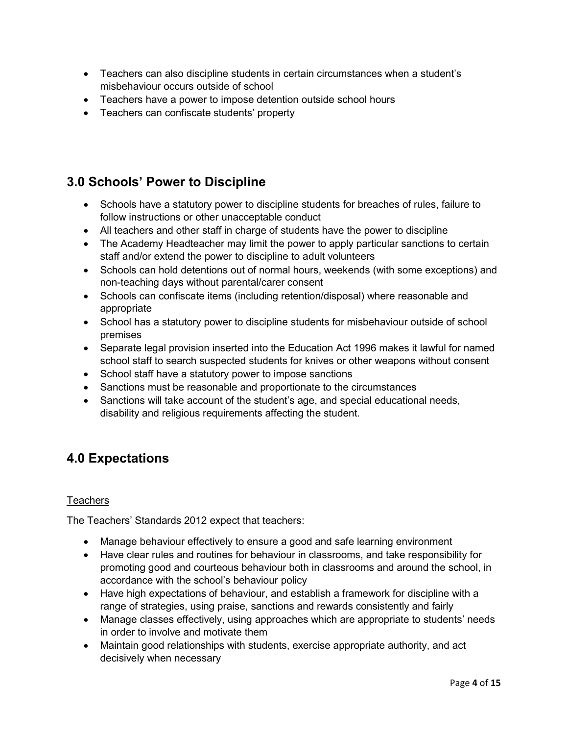- Teachers can also discipline students in certain circumstances when a student's misbehaviour occurs outside of school
- Teachers have a power to impose detention outside school hours
- Teachers can confiscate students' property

## 3.0 Schools' Power to Discipline

- Schools have a statutory power to discipline students for breaches of rules, failure to follow instructions or other unacceptable conduct
- All teachers and other staff in charge of students have the power to discipline
- The Academy Headteacher may limit the power to apply particular sanctions to certain staff and/or extend the power to discipline to adult volunteers
- Schools can hold detentions out of normal hours, weekends (with some exceptions) and non-teaching days without parental/carer consent
- Schools can confiscate items (including retention/disposal) where reasonable and appropriate
- School has a statutory power to discipline students for misbehaviour outside of school premises
- Separate legal provision inserted into the Education Act 1996 makes it lawful for named school staff to search suspected students for knives or other weapons without consent
- School staff have a statutory power to impose sanctions
- Sanctions must be reasonable and proportionate to the circumstances
- Sanctions will take account of the student's age, and special educational needs, disability and religious requirements affecting the student.

## 4.0 Expectations

<u>Teachers</u>

The Teachers' Standards 2012 expect that teachers:

- Manage behaviour effectively to ensure a good and safe learning environment
- Have clear rules and routines for behaviour in classrooms, and take responsibility for promoting good and courteous behaviour both in classrooms and around the school, in accordance with the school's behaviour policy
- Have high expectations of behaviour, and establish a framework for discipline with a range of strategies, using praise, sanctions and rewards consistently and fairly
- Manage classes effectively, using approaches which are appropriate to students' needs in order to involve and motivate them
- Maintain good relationships with students, exercise appropriate authority, and act decisively when necessary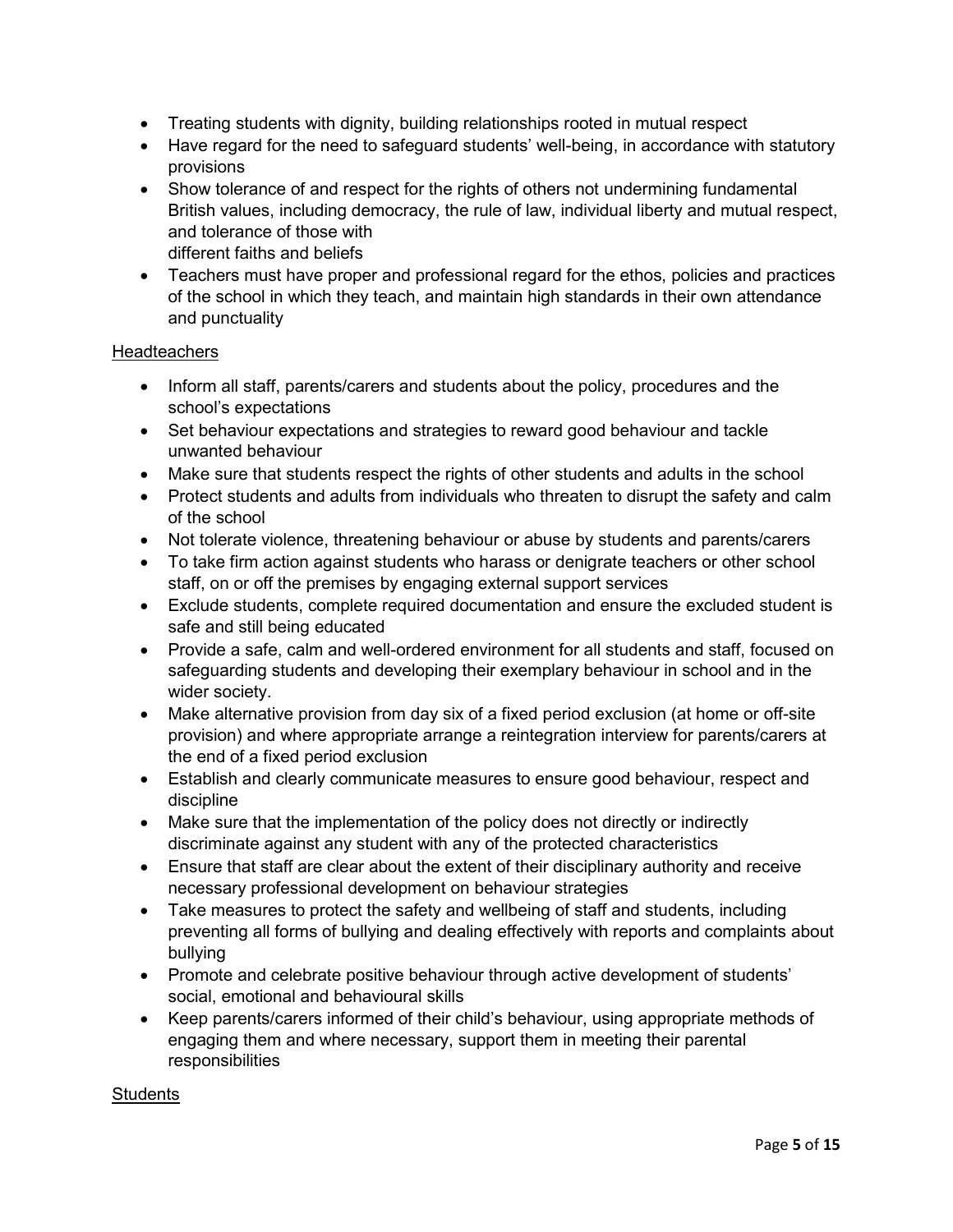- Treating students with dignity, building relationships rooted in mutual respect
- Have regard for the need to safeguard students' well-being, in accordance with statutory provisions
- Show tolerance of and respect for the rights of others not undermining fundamental British values, including democracy, the rule of law, individual liberty and mutual respect, and tolerance of those with different faiths and beliefs
- Teachers must have proper and professional regard for the ethos, policies and practices of the school in which they teach, and maintain high standards in their own attendance and punctuality

Headteachers

- Inform all staff, parents/carers and students about the policy, procedures and the school's expectations
- Set behaviour expectations and strategies to reward good behaviour and tackle unwanted behaviour
- Make sure that students respect the rights of other students and adults in the school
- Protect students and adults from individuals who threaten to disrupt the safety and calm of the school
- Not tolerate violence, threatening behaviour or abuse by students and parents/carers
- To take firm action against students who harass or denigrate teachers or other school staff, on or off the premises by engaging external support services
- Exclude students, complete required documentation and ensure the excluded student is safe and still being educated
- Provide a safe, calm and well-ordered environment for all students and staff, focused on safeguarding students and developing their exemplary behaviour in school and in the wider society.
- Make alternative provision from day six of a fixed period exclusion (at home or off-site provision) and where appropriate arrange a reintegration interview for parents/carers at the end of a fixed period exclusion
- Establish and clearly communicate measures to ensure good behaviour, respect and discipline
- Make sure that the implementation of the policy does not directly or indirectly discriminate against any student with any of the protected characteristics
- Ensure that staff are clear about the extent of their disciplinary authority and receive necessary professional development on behaviour strategies
- Take measures to protect the safety and wellbeing of staff and students, including preventing all forms of bullying and dealing effectively with reports and complaints about bullying
- Promote and celebrate positive behaviour through active development of students' social, emotional and behavioural skills
- Keep parents/carers informed of their child's behaviour, using appropriate methods of engaging them and where necessary, support them in meeting their parental responsibilities

Students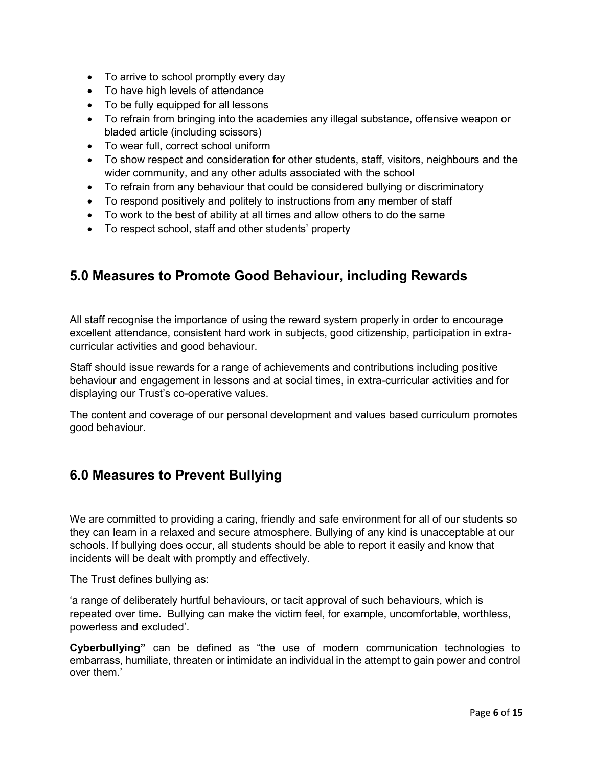- To arrive to school promptly every day
- To have high levels of attendance
- To be fully equipped for all lessons
- To refrain from bringing into the academies any illegal substance, offensive weapon or bladed article (including scissors)
- To wear full, correct school uniform
- To show respect and consideration for other students, staff, visitors, neighbours and the wider community, and any other adults associated with the school
- To refrain from any behaviour that could be considered bullying or discriminatory
- To respond positively and politely to instructions from any member of staff
- To work to the best of ability at all times and allow others to do the same
- To respect school, staff and other students' property

## 5.0 Measures to Promote Good Behaviour, including Rewards

All staff recognise the importance of using the reward system properly in order to encourage excellent attendance, consistent hard work in subjects, good citizenship, participation in extra-curricular activities and good behaviour.

Staff should issue rewards for a range of achievements and contributions including positive behaviour and engagement in lessons and at social times, in extra-curricular activities and for displaying our Trust's co-operative values.

The content and coverage of our personal development and values based curriculum promotes good behaviour.

## 6.0 Measures to Prevent Bullying

We are committed to providing a caring, friendly and safe environment for all of our students so they can learn in a relaxed and secure atmosphere. Bullying of any kind is unacceptable at our schools. If bullying does occur, all students should be able to report it easily and know that incidents will be dealt with promptly and effectively.

The Trust defines bullying as:

'a range of deliberately hurtful behaviours, or tacit approval of such behaviours, which is repeated over time. Bullying can make the victim feel, for example, uncomfortable, worthless, powerless and excluded'.

**Cyberbullying"** can be defined as "the use of modern communication technologies to embarrass, humiliate, threaten or intimidate an individual in the attempt to gain power and control over them.'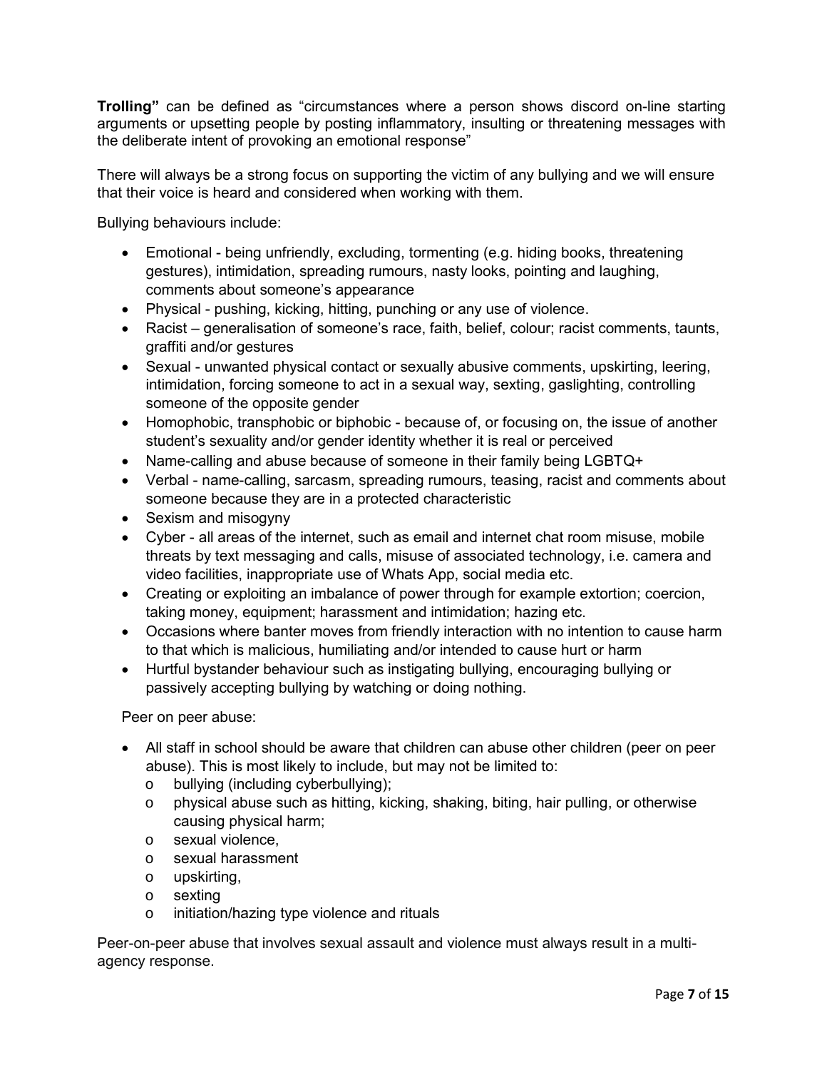**Trolling"** can be defined as "circumstances where a person shows discord on-line starting arguments or upsetting people by posting inflammatory, insulting or threatening messages with the deliberate intent of provoking an emotional response"

There will always be a strong focus on supporting the victim of any bullying and we will ensure that their voice is heard and considered when working with them.

Bullying behaviours include:

- Emotional - being unfriendly, excluding, tormenting (e.g. hiding books, threatening gestures), intimidation, spreading rumours, nasty looks, pointing and laughing, comments about someone's appearance
- Physical - pushing, kicking, hitting, punching or any use of violence.
- Racist – generalisation of someone's race, faith, belief, colour; racist comments, taunts, graffiti and/or gestures
- Sexual - unwanted physical contact or sexually abusive comments, upskirting, leering, intimidation, forcing someone to act in a sexual way, sexting, gaslighting, controlling someone of the opposite gender
- Homophobic, transphobic or biphobic - because of, or focusing on, the issue of another student's sexuality and/or gender identity whether it is real or perceived
- Name-calling and abuse because of someone in their family being LGBTQ+
- Verbal - name-calling, sarcasm, spreading rumours, teasing, racist and comments about someone because they are in a protected characteristic
- Sexism and misogyny
- Cyber - all areas of the internet, such as email and internet chat room misuse, mobile threats by text messaging and calls, misuse of associated technology, i.e. camera and video facilities, inappropriate use of Whats App, social media etc.
- Creating or exploiting an imbalance of power through for example extortion; coercion, taking money, equipment; harassment and intimidation; hazing etc.
- Occasions where banter moves from friendly interaction with no intention to cause harm to that which is malicious, humiliating and/or intended to cause hurt or harm
- Hurtful bystander behaviour such as instigating bullying, encouraging bullying or passively accepting bullying by watching or doing nothing.

Peer on peer abuse:

- All staff in school should be aware that children can abuse other children (peer on peer abuse). This is most likely to include, but may not be limited to:
  - bullying (including cyberbullying);
  - physical abuse such as hitting, kicking, shaking, biting, hair pulling, or otherwise causing physical harm;
  - sexual violence,
  - sexual harassment
  - upskirting,
  - sexting
  - initiation/hazing type violence and rituals

Peer-on-peer abuse that involves sexual assault and violence must always result in a multi-agency response.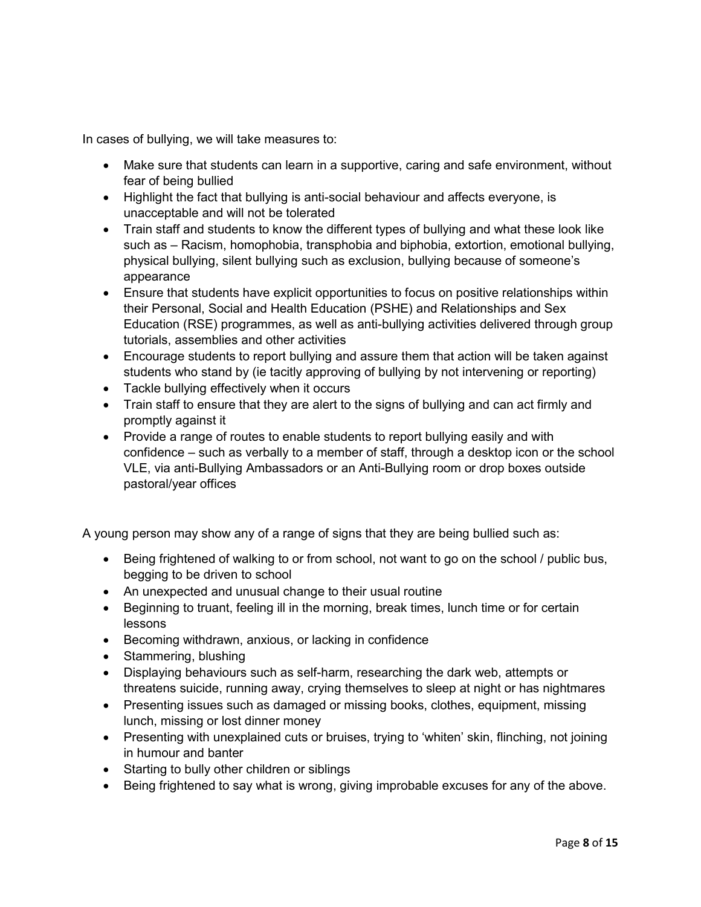In cases of bullying, we will take measures to:

- Make sure that students can learn in a supportive, caring and safe environment, without fear of being bullied
- Highlight the fact that bullying is anti-social behaviour and affects everyone, is unacceptable and will not be tolerated
- Train staff and students to know the different types of bullying and what these look like such as – Racism, homophobia, transphobia and biphobia, extortion, emotional bullying, physical bullying, silent bullying such as exclusion, bullying because of someone's appearance
- Ensure that students have explicit opportunities to focus on positive relationships within their Personal, Social and Health Education (PSHE) and Relationships and Sex Education (RSE) programmes, as well as anti-bullying activities delivered through group tutorials, assemblies and other activities
- Encourage students to report bullying and assure them that action will be taken against students who stand by (ie tacitly approving of bullying by not intervening or reporting)
- Tackle bullying effectively when it occurs
- Train staff to ensure that they are alert to the signs of bullying and can act firmly and promptly against it
- Provide a range of routes to enable students to report bullying easily and with confidence – such as verbally to a member of staff, through a desktop icon or the school VLE, via anti-Bullying Ambassadors or an Anti-Bullying room or drop boxes outside pastoral/year offices

A young person may show any of a range of signs that they are being bullied such as:

- Being frightened of walking to or from school, not want to go on the school / public bus, begging to be driven to school
- An unexpected and unusual change to their usual routine
- Beginning to truant, feeling ill in the morning, break times, lunch time or for certain lessons
- Becoming withdrawn, anxious, or lacking in confidence
- Stammering, blushing
- Displaying behaviours such as self-harm, researching the dark web, attempts or threatens suicide, running away, crying themselves to sleep at night or has nightmares
- Presenting issues such as damaged or missing books, clothes, equipment, missing lunch, missing or lost dinner money
- Presenting with unexplained cuts or bruises, trying to 'whiten' skin, flinching, not joining in humour and banter
- Starting to bully other children or siblings
- Being frightened to say what is wrong, giving improbable excuses for any of the above.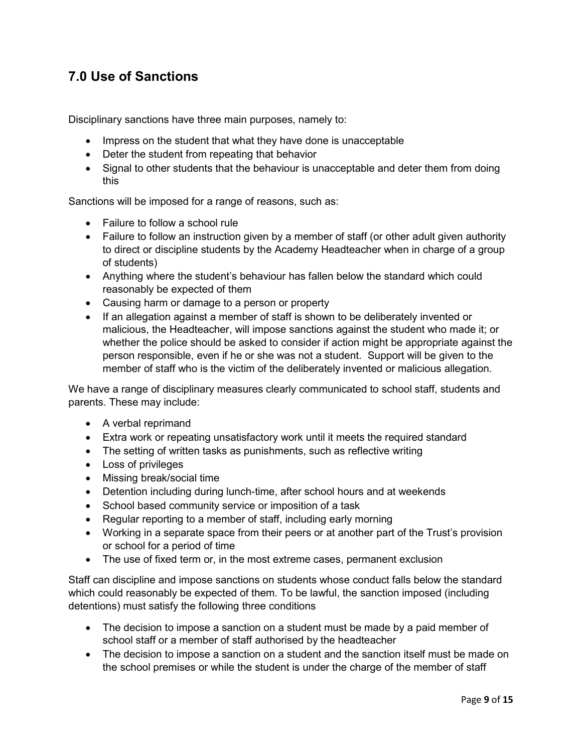## 7.0 Use of Sanctions

Disciplinary sanctions have three main purposes, namely to:

- Impress on the student that what they have done is unacceptable
- Deter the student from repeating that behavior
- Signal to other students that the behaviour is unacceptable and deter them from doing this

Sanctions will be imposed for a range of reasons, such as:

- Failure to follow a school rule
- Failure to follow an instruction given by a member of staff (or other adult given authority to direct or discipline students by the Academy Headteacher when in charge of a group of students)
- Anything where the student's behaviour has fallen below the standard which could reasonably be expected of them
- Causing harm or damage to a person or property
- If an allegation against a member of staff is shown to be deliberately invented or malicious, the Headteacher, will impose sanctions against the student who made it; or whether the police should be asked to consider if action might be appropriate against the person responsible, even if he or she was not a student. Support will be given to the member of staff who is the victim of the deliberately invented or malicious allegation.

We have a range of disciplinary measures clearly communicated to school staff, students and parents. These may include:

- A verbal reprimand
- Extra work or repeating unsatisfactory work until it meets the required standard
- The setting of written tasks as punishments, such as reflective writing
- Loss of privileges
- Missing break/social time
- Detention including during lunch-time, after school hours and at weekends
- School based community service or imposition of a task
- Regular reporting to a member of staff, including early morning
- Working in a separate space from their peers or at another part of the Trust's provision or school for a period of time
- The use of fixed term or, in the most extreme cases, permanent exclusion

Staff can discipline and impose sanctions on students whose conduct falls below the standard which could reasonably be expected of them. To be lawful, the sanction imposed (including detentions) must satisfy the following three conditions

- The decision to impose a sanction on a student must be made by a paid member of school staff or a member of staff authorised by the headteacher
- The decision to impose a sanction on a student and the sanction itself must be made on the school premises or while the student is under the charge of the member of staff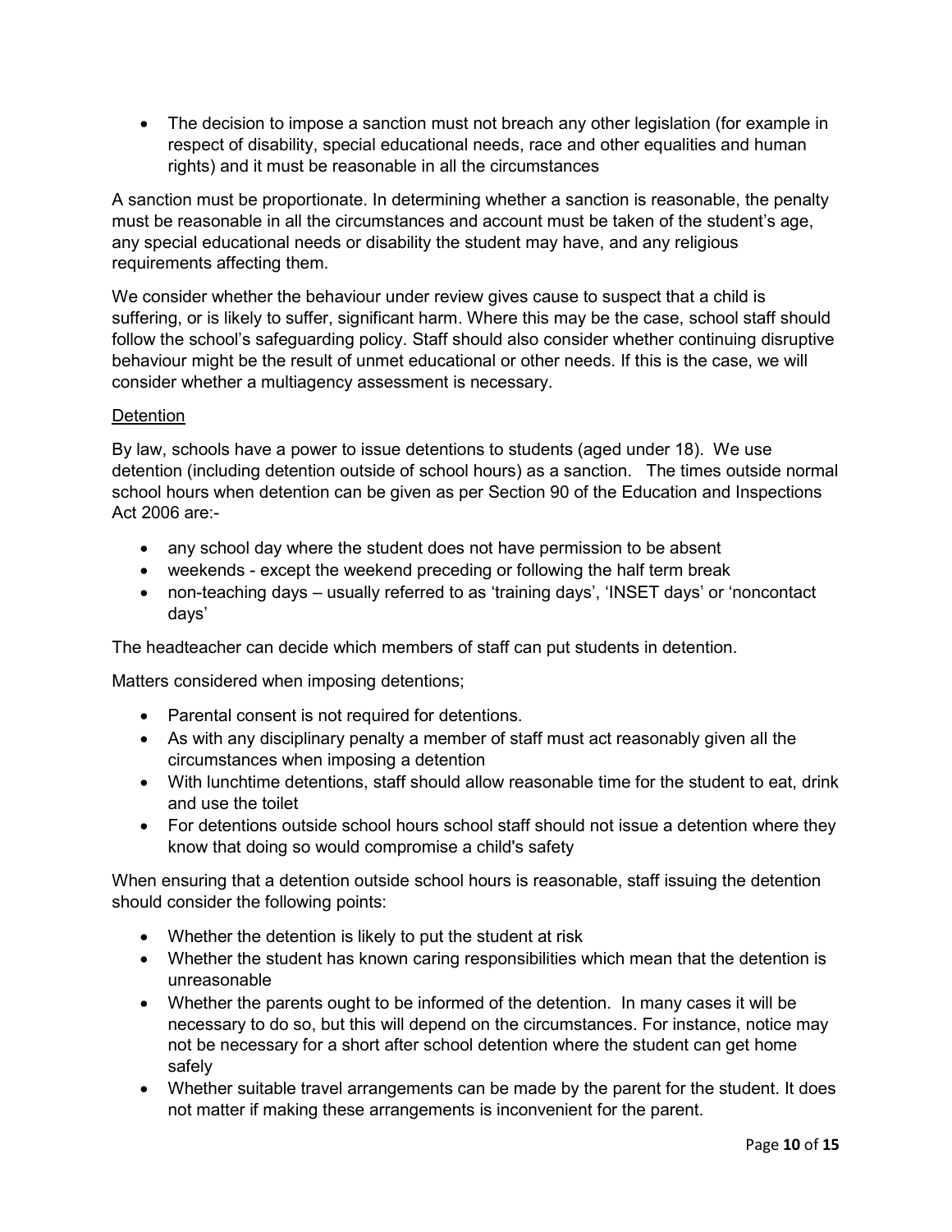- The decision to impose a sanction must not breach any other legislation (for example in respect of disability, special educational needs, race and other equalities and human rights) and it must be reasonable in all the circumstances

A sanction must be proportionate. In determining whether a sanction is reasonable, the penalty must be reasonable in all the circumstances and account must be taken of the student's age, any special educational needs or disability the student may have, and any religious requirements affecting them.

We consider whether the behaviour under review gives cause to suspect that a child is suffering, or is likely to suffer, significant harm. Where this may be the case, school staff should follow the school's safeguarding policy. Staff should also consider whether continuing disruptive behaviour might be the result of unmet educational or other needs. If this is the case, we will consider whether a multiagency assessment is necessary.

<u>Detention</u>

By law, schools have a power to issue detentions to students (aged under 18). We use detention (including detention outside of school hours) as a sanction. The times outside normal school hours when detention can be given as per Section 90 of the Education and Inspections Act 2006 are:-

- any school day where the student does not have permission to be absent
- weekends - except the weekend preceding or following the half term break
- non-teaching days – usually referred to as 'training days', 'INSET days' or 'noncontact days'

The headteacher can decide which members of staff can put students in detention.

Matters considered when imposing detentions;

- Parental consent is not required for detentions.
- As with any disciplinary penalty a member of staff must act reasonably given all the circumstances when imposing a detention
- With lunchtime detentions, staff should allow reasonable time for the student to eat, drink and use the toilet
- For detentions outside school hours school staff should not issue a detention where they know that doing so would compromise a child's safety

When ensuring that a detention outside school hours is reasonable, staff issuing the detention should consider the following points:

- Whether the detention is likely to put the student at risk
- Whether the student has known caring responsibilities which mean that the detention is unreasonable
- Whether the parents ought to be informed of the detention. In many cases it will be necessary to do so, but this will depend on the circumstances. For instance, notice may not be necessary for a short after school detention where the student can get home safely
- Whether suitable travel arrangements can be made by the parent for the student. It does not matter if making these arrangements is inconvenient for the parent.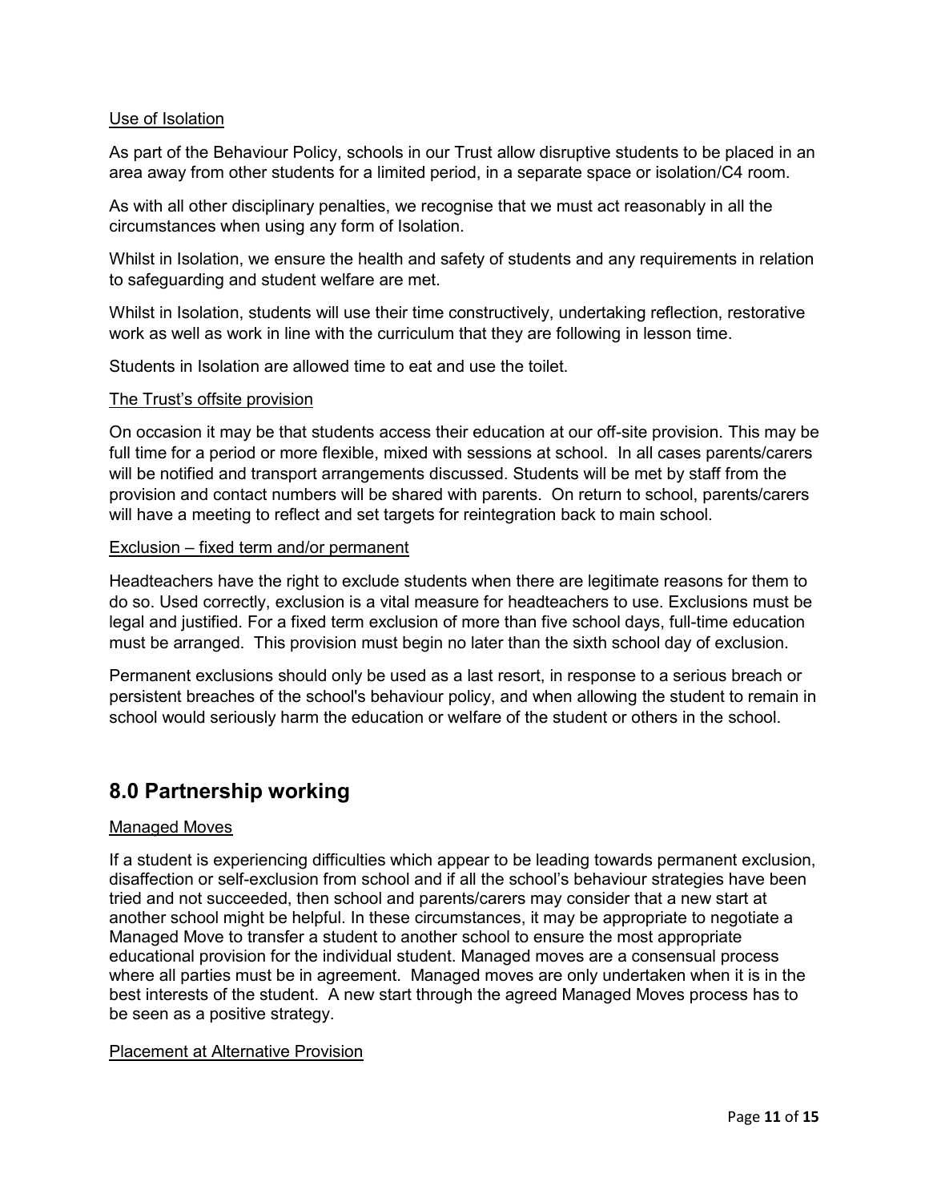Use of Isolation

As part of the Behaviour Policy, schools in our Trust allow disruptive students to be placed in an area away from other students for a limited period, in a separate space or isolation/C4 room.

As with all other disciplinary penalties, we recognise that we must act reasonably in all the circumstances when using any form of Isolation.

Whilst in Isolation, we ensure the health and safety of students and any requirements in relation to safeguarding and student welfare are met.

Whilst in Isolation, students will use their time constructively, undertaking reflection, restorative work as well as work in line with the curriculum that they are following in lesson time.

Students in Isolation are allowed time to eat and use the toilet.

The Trust's offsite provision

On occasion it may be that students access their education at our off-site provision. This may be full time for a period or more flexible, mixed with sessions at school. In all cases parents/carers will be notified and transport arrangements discussed. Students will be met by staff from the provision and contact numbers will be shared with parents. On return to school, parents/carers will have a meeting to reflect and set targets for reintegration back to main school.

Exclusion – fixed term and/or permanent

Headteachers have the right to exclude students when there are legitimate reasons for them to do so. Used correctly, exclusion is a vital measure for headteachers to use. Exclusions must be legal and justified. For a fixed term exclusion of more than five school days, full-time education must be arranged. This provision must begin no later than the sixth school day of exclusion.

Permanent exclusions should only be used as a last resort, in response to a serious breach or persistent breaches of the school's behaviour policy, and when allowing the student to remain in school would seriously harm the education or welfare of the student or others in the school.

## 8.0 Partnership working

Managed Moves

If a student is experiencing difficulties which appear to be leading towards permanent exclusion, disaffection or self-exclusion from school and if all the school's behaviour strategies have been tried and not succeeded, then school and parents/carers may consider that a new start at another school might be helpful. In these circumstances, it may be appropriate to negotiate a Managed Move to transfer a student to another school to ensure the most appropriate educational provision for the individual student. Managed moves are a consensual process where all parties must be in agreement. Managed moves are only undertaken when it is in the best interests of the student. A new start through the agreed Managed Moves process has to be seen as a positive strategy.

Placement at Alternative Provision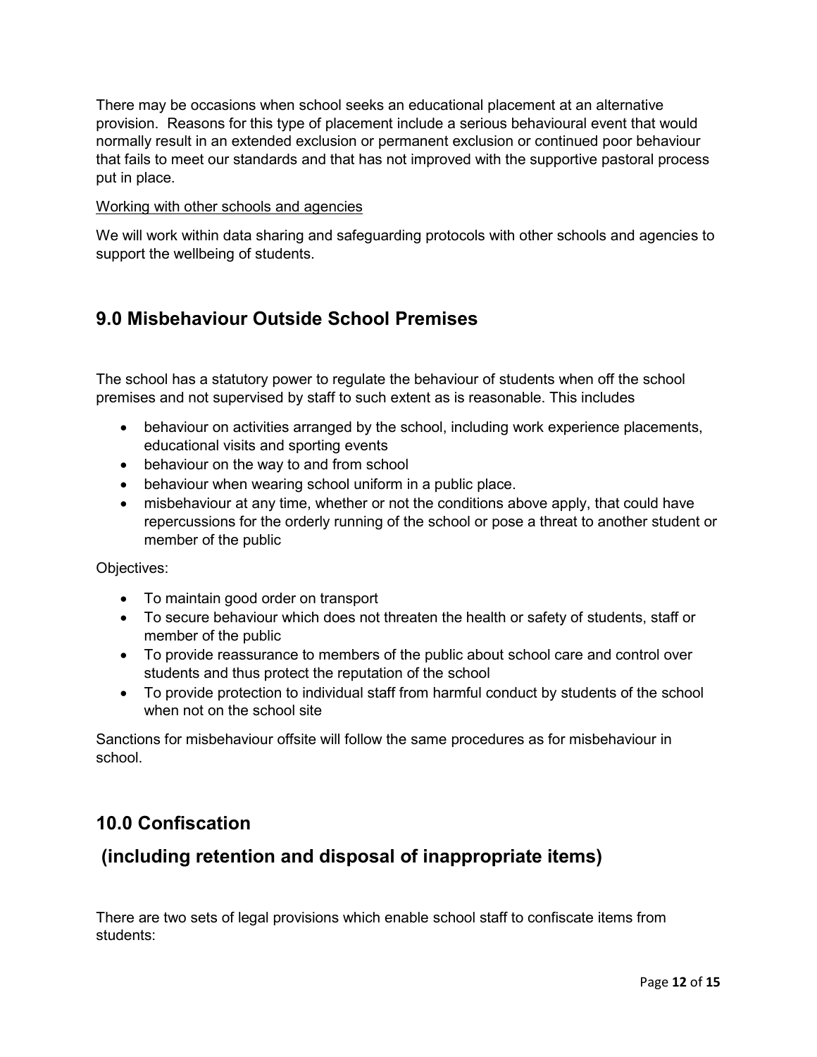There may be occasions when school seeks an educational placement at an alternative provision. Reasons for this type of placement include a serious behavioural event that would normally result in an extended exclusion or permanent exclusion or continued poor behaviour that fails to meet our standards and that has not improved with the supportive pastoral process put in place.

<u>Working with other schools and agencies</u>

We will work within data sharing and safeguarding protocols with other schools and agencies to support the wellbeing of students.

## 9.0 Misbehaviour Outside School Premises

The school has a statutory power to regulate the behaviour of students when off the school premises and not supervised by staff to such extent as is reasonable. This includes

- behaviour on activities arranged by the school, including work experience placements, educational visits and sporting events
- behaviour on the way to and from school
- behaviour when wearing school uniform in a public place.
- misbehaviour at any time, whether or not the conditions above apply, that could have repercussions for the orderly running of the school or pose a threat to another student or member of the public

Objectives:

- To maintain good order on transport
- To secure behaviour which does not threaten the health or safety of students, staff or member of the public
- To provide reassurance to members of the public about school care and control over students and thus protect the reputation of the school
- To provide protection to individual staff from harmful conduct by students of the school when not on the school site

Sanctions for misbehaviour offsite will follow the same procedures as for misbehaviour in school.

## 10.0 Confiscation

## (including retention and disposal of inappropriate items)

There are two sets of legal provisions which enable school staff to confiscate items from students: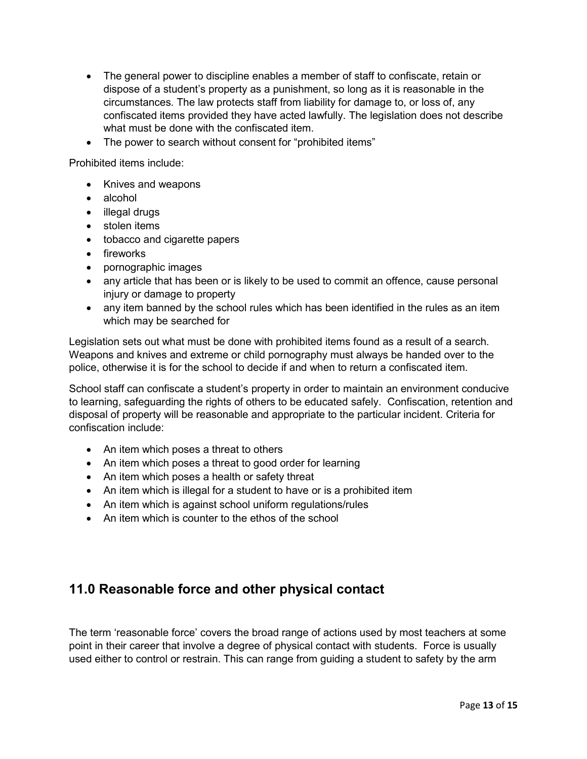- The general power to discipline enables a member of staff to confiscate, retain or dispose of a student's property as a punishment, so long as it is reasonable in the circumstances. The law protects staff from liability for damage to, or loss of, any confiscated items provided they have acted lawfully. The legislation does not describe what must be done with the confiscated item.
- The power to search without consent for "prohibited items"

Prohibited items include:

- Knives and weapons
- alcohol
- illegal drugs
- stolen items
- tobacco and cigarette papers
- fireworks
- pornographic images
- any article that has been or is likely to be used to commit an offence, cause personal injury or damage to property
- any item banned by the school rules which has been identified in the rules as an item which may be searched for

Legislation sets out what must be done with prohibited items found as a result of a search. Weapons and knives and extreme or child pornography must always be handed over to the police, otherwise it is for the school to decide if and when to return a confiscated item.

School staff can confiscate a student's property in order to maintain an environment conducive to learning, safeguarding the rights of others to be educated safely. Confiscation, retention and disposal of property will be reasonable and appropriate to the particular incident. Criteria for confiscation include:

- An item which poses a threat to others
- An item which poses a threat to good order for learning
- An item which poses a health or safety threat
- An item which is illegal for a student to have or is a prohibited item
- An item which is against school uniform regulations/rules
- An item which is counter to the ethos of the school

## 11.0 Reasonable force and other physical contact

The term 'reasonable force' covers the broad range of actions used by most teachers at some point in their career that involve a degree of physical contact with students. Force is usually used either to control or restrain. This can range from guiding a student to safety by the arm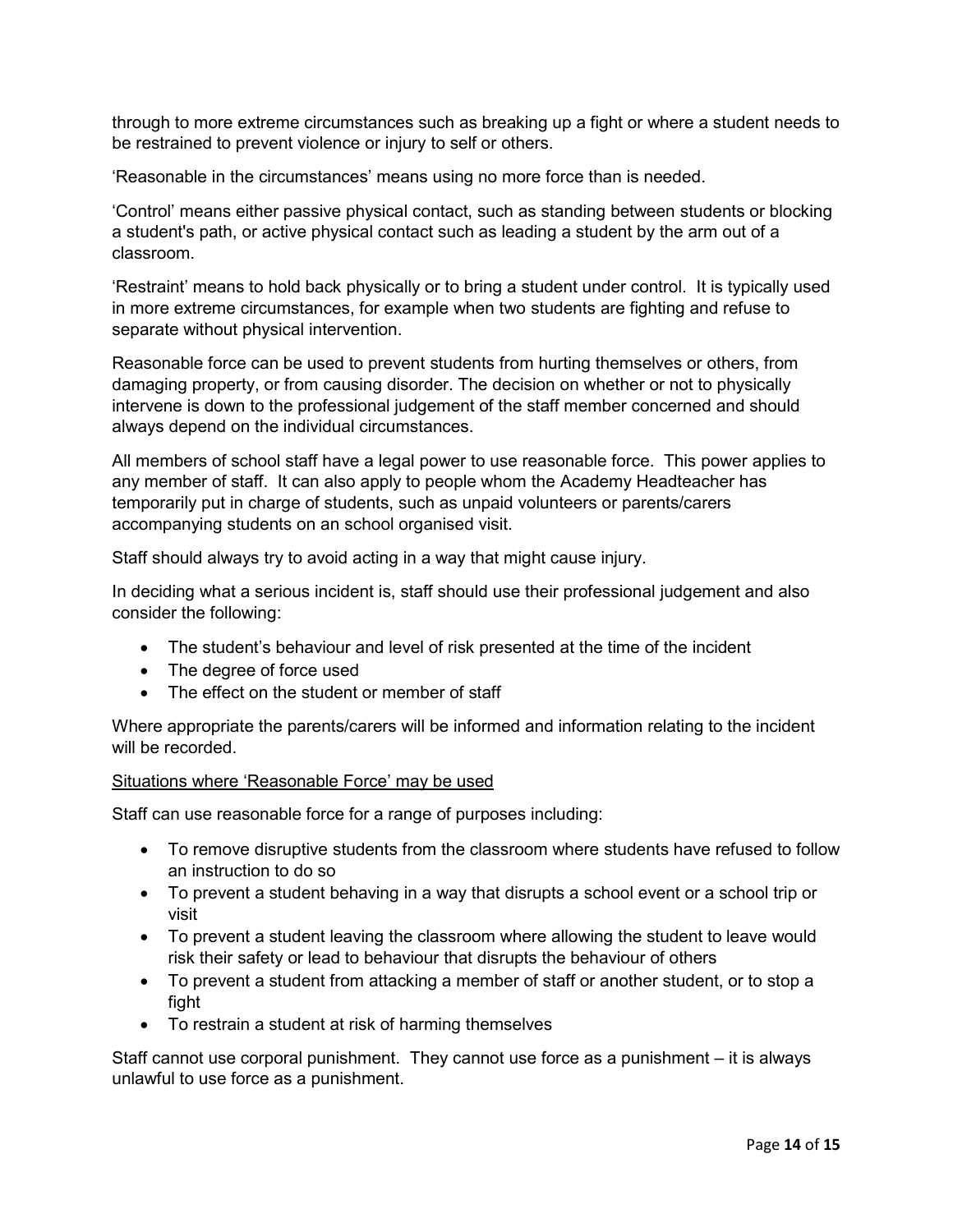through to more extreme circumstances such as breaking up a fight or where a student needs to be restrained to prevent violence or injury to self or others.

'Reasonable in the circumstances' means using no more force than is needed.

'Control' means either passive physical contact, such as standing between students or blocking a student's path, or active physical contact such as leading a student by the arm out of a classroom.

'Restraint' means to hold back physically or to bring a student under control. It is typically used in more extreme circumstances, for example when two students are fighting and refuse to separate without physical intervention.

Reasonable force can be used to prevent students from hurting themselves or others, from damaging property, or from causing disorder. The decision on whether or not to physically intervene is down to the professional judgement of the staff member concerned and should always depend on the individual circumstances.

All members of school staff have a legal power to use reasonable force. This power applies to any member of staff. It can also apply to people whom the Academy Headteacher has temporarily put in charge of students, such as unpaid volunteers or parents/carers accompanying students on an school organised visit.

Staff should always try to avoid acting in a way that might cause injury.

In deciding what a serious incident is, staff should use their professional judgement and also consider the following:

- The student's behaviour and level of risk presented at the time of the incident
- The degree of force used
- The effect on the student or member of staff

Where appropriate the parents/carers will be informed and information relating to the incident will be recorded.

<u>Situations where 'Reasonable Force' may be used</u>

Staff can use reasonable force for a range of purposes including:

- To remove disruptive students from the classroom where students have refused to follow an instruction to do so
- To prevent a student behaving in a way that disrupts a school event or a school trip or visit
- To prevent a student leaving the classroom where allowing the student to leave would risk their safety or lead to behaviour that disrupts the behaviour of others
- To prevent a student from attacking a member of staff or another student, or to stop a fight
- To restrain a student at risk of harming themselves

Staff cannot use corporal punishment. They cannot use force as a punishment – it is always unlawful to use force as a punishment.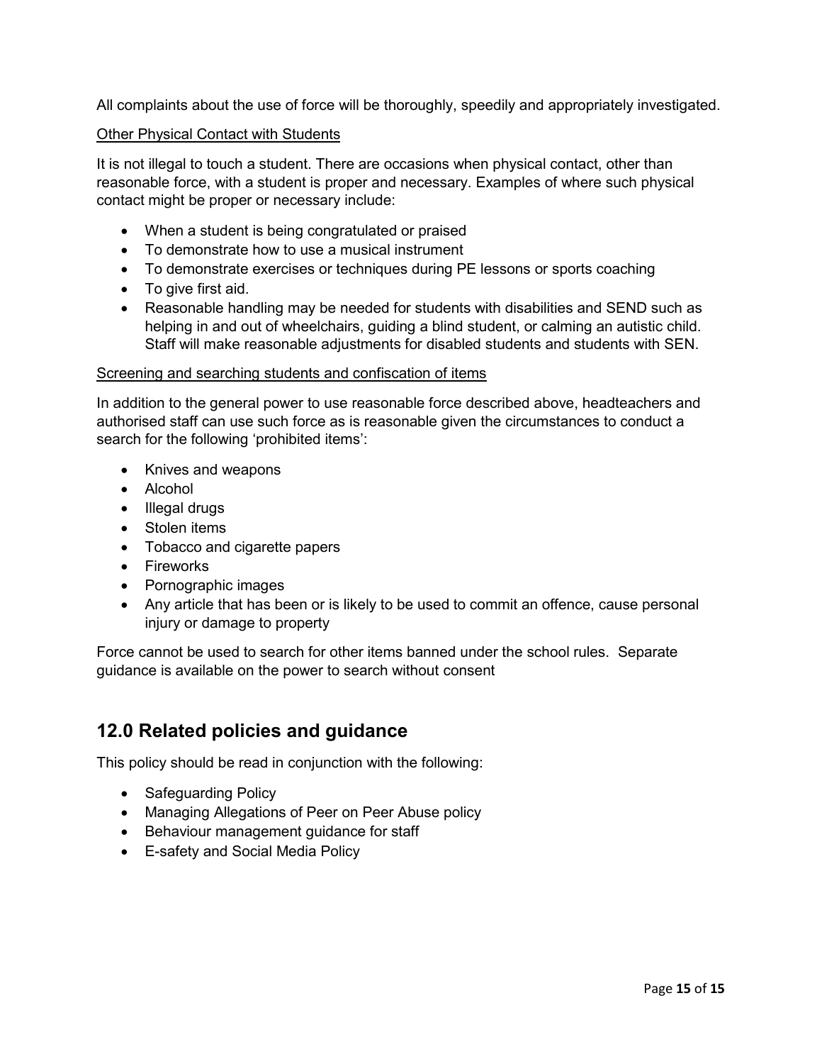All complaints about the use of force will be thoroughly, speedily and appropriately investigated.

Other Physical Contact with Students

It is not illegal to touch a student. There are occasions when physical contact, other than reasonable force, with a student is proper and necessary. Examples of where such physical contact might be proper or necessary include:

- When a student is being congratulated or praised
- To demonstrate how to use a musical instrument
- To demonstrate exercises or techniques during PE lessons or sports coaching
- To give first aid.
- Reasonable handling may be needed for students with disabilities and SEND such as helping in and out of wheelchairs, guiding a blind student, or calming an autistic child. Staff will make reasonable adjustments for disabled students and students with SEN.

Screening and searching students and confiscation of items

In addition to the general power to use reasonable force described above, headteachers and authorised staff can use such force as is reasonable given the circumstances to conduct a search for the following 'prohibited items':

- Knives and weapons
- Alcohol
- Illegal drugs
- Stolen items
- Tobacco and cigarette papers
- Fireworks
- Pornographic images
- Any article that has been or is likely to be used to commit an offence, cause personal injury or damage to property

Force cannot be used to search for other items banned under the school rules. Separate guidance is available on the power to search without consent

## 12.0 Related policies and guidance

This policy should be read in conjunction with the following:

- Safeguarding Policy
- Managing Allegations of Peer on Peer Abuse policy
- Behaviour management guidance for staff
- E-safety and Social Media Policy